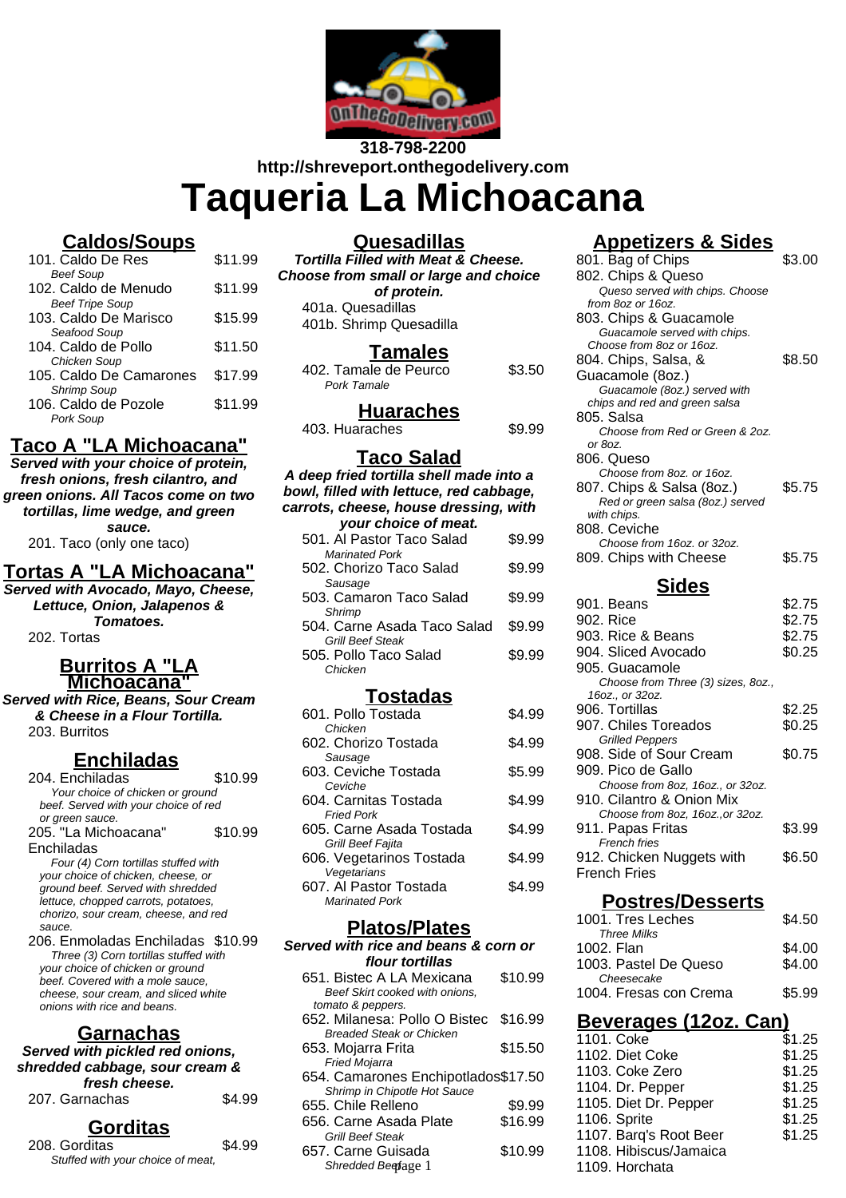318-798-2200

http://shreveport.onthegodelivery.com

# Taqueria La Michoacana

## Caldos/Soups

| Item | Price |
|---|---|
| 101. Caldo De Res<br>*Beef Soup* | $11.99 |
| 102. Caldo de Menudo<br>*Beef Tripe Soup* | $11.99 |
| 103. Caldo De Marisco<br>*Seafood Soup* | $15.99 |
| 104. Caldo de Pollo<br>*Chicken Soup* | $11.50 |
| 105. Caldo De Camarones<br>*Shrimp Soup* | $17.99 |
| 106. Caldo de Pozole<br>*Pork Soup* | $11.99 |

## Taco A "LA Michoacana"

**Served with your choice of protein, fresh onions, fresh cilantro, and green onions. All Tacos come on two tortillas, lime wedge, and green sauce.**

201. Taco (only one taco)

## Tortas A "LA Michoacana"

**Served with Avocado, Mayo, Cheese, Lettuce, Onion, Jalapenos & Tomatoes.**

202. Tortas

## Burritos A "LA Michoacana"

**Served with Rice, Beans, Sour Cream & Cheese in a Flour Tortilla.**

203. Burritos

## Enchiladas

| Item | Price |
|---|---|
| 204. Enchiladas<br>*Your choice of chicken or ground beef. Served with your choice of red or green sauce.* | $10.99 |
| 205. "La Michoacana" Enchiladas<br>*Four (4) Corn tortillas stuffed with your choice of chicken, cheese, or ground beef. Served with shredded lettuce, chopped carrots, potatoes, chorizo, sour cream, cheese, and red sauce.* | $10.99 |
| 206. Enmoladas Enchiladas<br>*Three (3) Corn tortillas stuffed with your choice of chicken or ground beef. Covered with a mole sauce, cheese, sour cream, and sliced white onions with rice and beans.* | $10.99 |

## Garnachas

**Served with pickled red onions, shredded cabbage, sour cream & fresh cheese.**

| Item | Price |
|---|---|
| 207. Garnachas | $4.99 |

## Gorditas

| Item | Price |
|---|---|
| 208. Gorditas<br>*Stuffed with your choice of meat,* | $4.99 |

## Quesadillas

**Tortilla Filled with Meat & Cheese. Choose from small or large and choice of protein.**

401a. Quesadillas

401b. Shrimp Quesadilla

## Tamales

| Item | Price |
|---|---|
| 402. Tamale de Peurco<br>*Pork Tamale* | $3.50 |

## Huaraches

| Item | Price |
|---|---|
| 403. Huaraches | $9.99 |

## Taco Salad

**A deep fried tortilla shell made into a bowl, filled with lettuce, red cabbage, carrots, cheese, house dressing, with your choice of meat.**

| Item | Price |
|---|---|
| 501. Al Pastor Taco Salad<br>*Marinated Pork* | $9.99 |
| 502. Chorizo Taco Salad<br>*Sausage* | $9.99 |
| 503. Camaron Taco Salad<br>*Shrimp* | $9.99 |
| 504. Carne Asada Taco Salad<br>*Grill Beef Steak* | $9.99 |
| 505. Pollo Taco Salad<br>*Chicken* | $9.99 |

## Tostadas

| Item | Price |
|---|---|
| 601. Pollo Tostada<br>*Chicken* | $4.99 |
| 602. Chorizo Tostada<br>*Sausage* | $4.99 |
| 603. Ceviche Tostada<br>*Ceviche* | $5.99 |
| 604. Carnitas Tostada<br>*Fried Pork* | $4.99 |
| 605. Carne Asada Tostada<br>*Grill Beef Fajita* | $4.99 |
| 606. Vegetarinos Tostada<br>*Vegetarians* | $4.99 |
| 607. Al Pastor Tostada<br>*Marinated Pork* | $4.99 |

## Platos/Plates

**Served with rice and beans & corn or flour tortillas**

| Item | Price |
|---|---|
| 651. Bistec A LA Mexicana<br>*Beef Skirt cooked with onions, tomato & peppers.* | $10.99 |
| 652. Milanesa: Pollo O Bistec<br>*Breaded Steak or Chicken* | $16.99 |
| 653. Mojarra Frita<br>*Fried Mojarra* | $15.50 |
| 654. Camarones Enchipotlados<br>*Shrimp in Chipotle Hot Sauce* | $17.50 |
| 655. Chile Relleno | $9.99 |
| 656. Carne Asada Plate<br>*Grill Beef Steak* | $16.99 |
| 657. Carne Guisada<br>*Shredded Beef* | $10.99 |

## Appetizers & Sides

| Item | Price |
|---|---|
| 801. Bag of Chips | $3.00 |
| 802. Chips & Queso<br>*Queso served with chips. Choose from 8oz or 16oz.* | |
| 803. Chips & Guacamole<br>*Guacamole served with chips. Choose from 8oz or 16oz.* | |
| 804. Chips, Salsa, & Guacamole (8oz.)<br>*Guacamole (8oz.) served with chips and red and green salsa* | $8.50 |
| 805. Salsa<br>*Choose from Red or Green & 2oz. or 8oz.* | |
| 806. Queso<br>*Choose from 8oz. or 16oz.* | |
| 807. Chips & Salsa (8oz.)<br>*Red or green salsa (8oz.) served with chips.* | $5.75 |
| 808. Ceviche<br>*Choose from 16oz. or 32oz.* | |
| 809. Chips with Cheese | $5.75 |

## Sides

| Item | Price |
|---|---|
| 901. Beans | $2.75 |
| 902. Rice | $2.75 |
| 903. Rice & Beans | $2.75 |
| 904. Sliced Avocado | $0.25 |
| 905. Guacamole<br>*Choose from Three (3) sizes, 8oz., 16oz., or 32oz.* | |
| 906. Tortillas | $2.25 |
| 907. Chiles Toreados<br>*Grilled Peppers* | $0.25 |
| 908. Side of Sour Cream | $0.75 |
| 909. Pico de Gallo<br>*Choose from 8oz, 16oz., or 32oz.* | |
| 910. Cilantro & Onion Mix<br>*Choose from 8oz, 16oz.,or 32oz.* | |
| 911. Papas Fritas<br>*French fries* | $3.99 |
| 912. Chicken Nuggets with French Fries | $6.50 |

## Postres/Desserts

| Item | Price |
|---|---|
| 1001. Tres Leches<br>*Three Milks* | $4.50 |
| 1002. Flan | $4.00 |
| 1003. Pastel De Queso<br>*Cheesecake* | $4.00 |
| 1004. Fresas con Crema | $5.99 |

## Beverages (12oz. Can)

| Item | Price |
|---|---|
| 1101. Coke | $1.25 |
| 1102. Diet Coke | $1.25 |
| 1103. Coke Zero | $1.25 |
| 1104. Dr. Pepper | $1.25 |
| 1105. Diet Dr. Pepper | $1.25 |
| 1106. Sprite | $1.25 |
| 1107. Barq's Root Beer | $1.25 |
| 1108. Hibiscus/Jamaica | |
| 1109. Horchata | |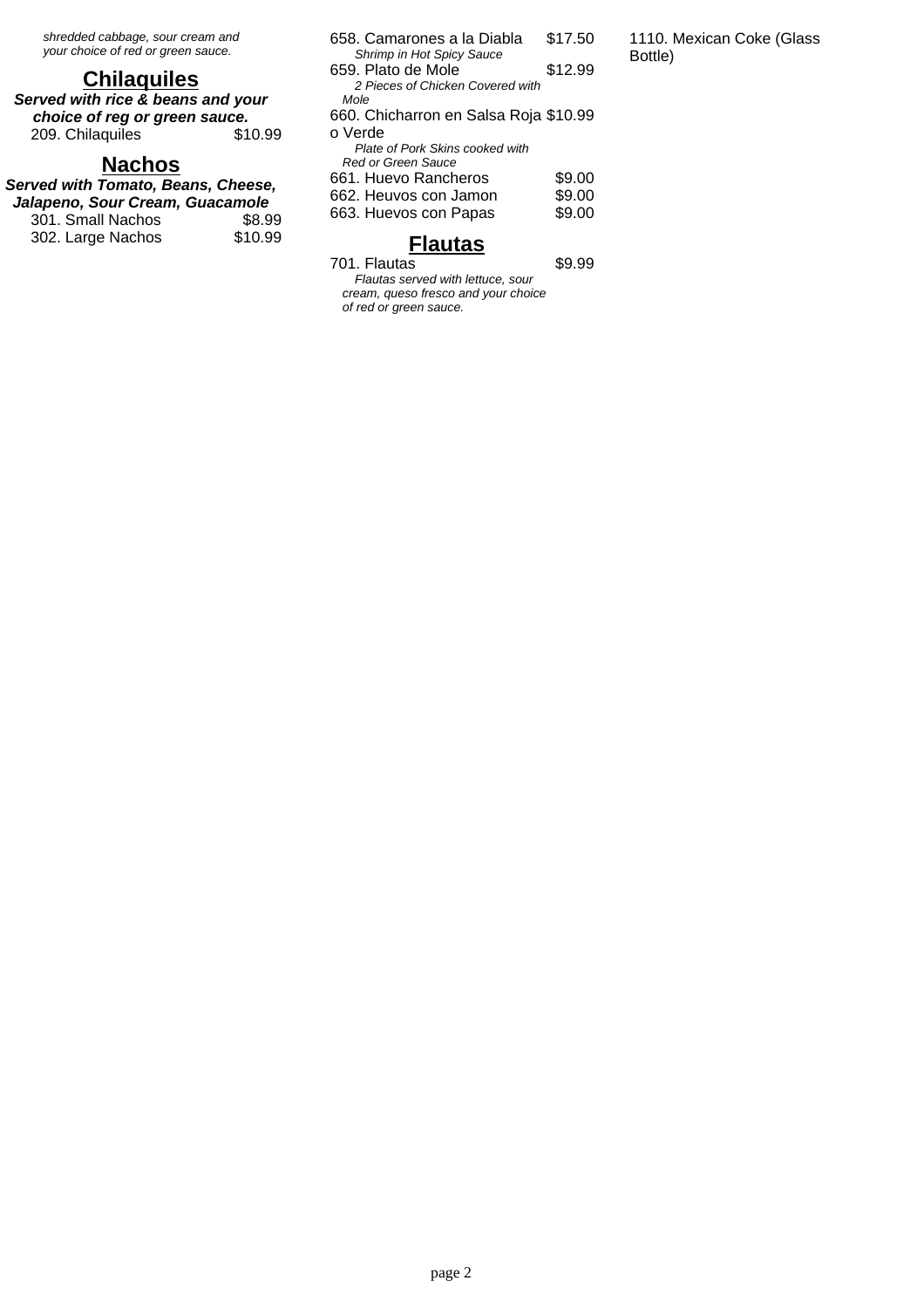*shredded cabbage, sour cream and your choice of red or green sauce.*

## Chilaquiles

***Served with rice & beans and your choice of reg or green sauce.***

209. Chilaquiles $10.99

## Nachos

***Served with Tomato, Beans, Cheese, Jalapeno, Sour Cream, Guacamole***

301. Small Nachos $8.99

302. Large Nachos $10.99

658. Camarones a la Diabla $17.50
*Shrimp in Hot Spicy Sauce*

659. Plato de Mole $12.99
*2 Pieces of Chicken Covered with Mole*

660. Chicharron en Salsa Roja o Verde $10.99
*Plate of Pork Skins cooked with Red or Green Sauce*

661. Huevo Rancheros $9.00

662. Heuvos con Jamon $9.00

663. Huevos con Papas $9.00

## Flautas

701. Flautas $9.99
*Flautas served with lettuce, sour cream, queso fresco and your choice of red or green sauce.*

1110. Mexican Coke (Glass Bottle)